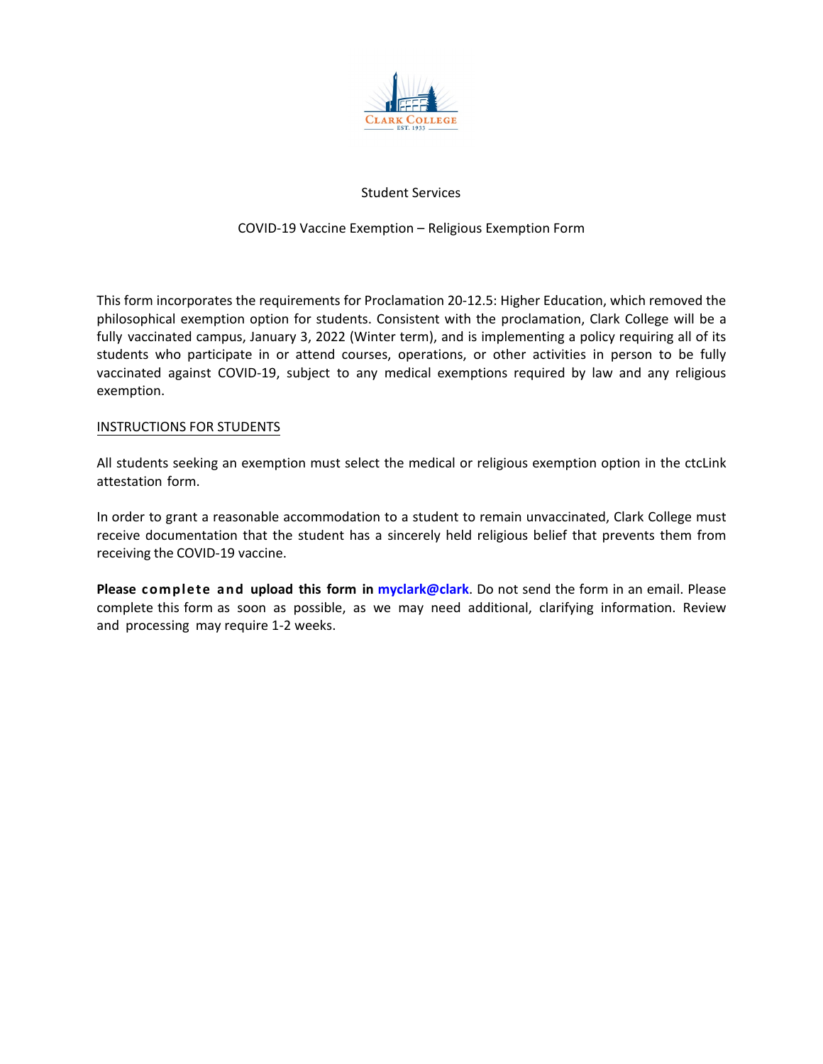Student Services

COVID-19 Vaccine Exemption – Religious Exemption Form

This form incorporates the requirements for Proclamation 20-12.5: Higher Education, which removed the philosophical exemption option for students. Consistent with the proclamation, Clark College will be a fully vaccinated campus, January 3, 2022 (Winter term), and is implementing a policy requiring all of its students who participate in or attend courses, operations, or other activities in person to be fully vaccinated against COVID-19, subject to any medical exemptions required by law and any religious exemption.

INSTRUCTIONS FOR STUDENTS

All students seeking an exemption must select the medical or religious exemption option in the ctcLink attestation form.

In order to grant a reasonable accommodation to a student to remain unvaccinated, Clark College must receive documentation that the student has a sincerely held religious belief that prevents them from receiving the COVID-19 vaccine.

**Please complete and upload this form in myclark@clark**. Do not send the form in an email. Please complete this form as soon as possible, as we may need additional, clarifying information. Review and processing may require 1-2 weeks.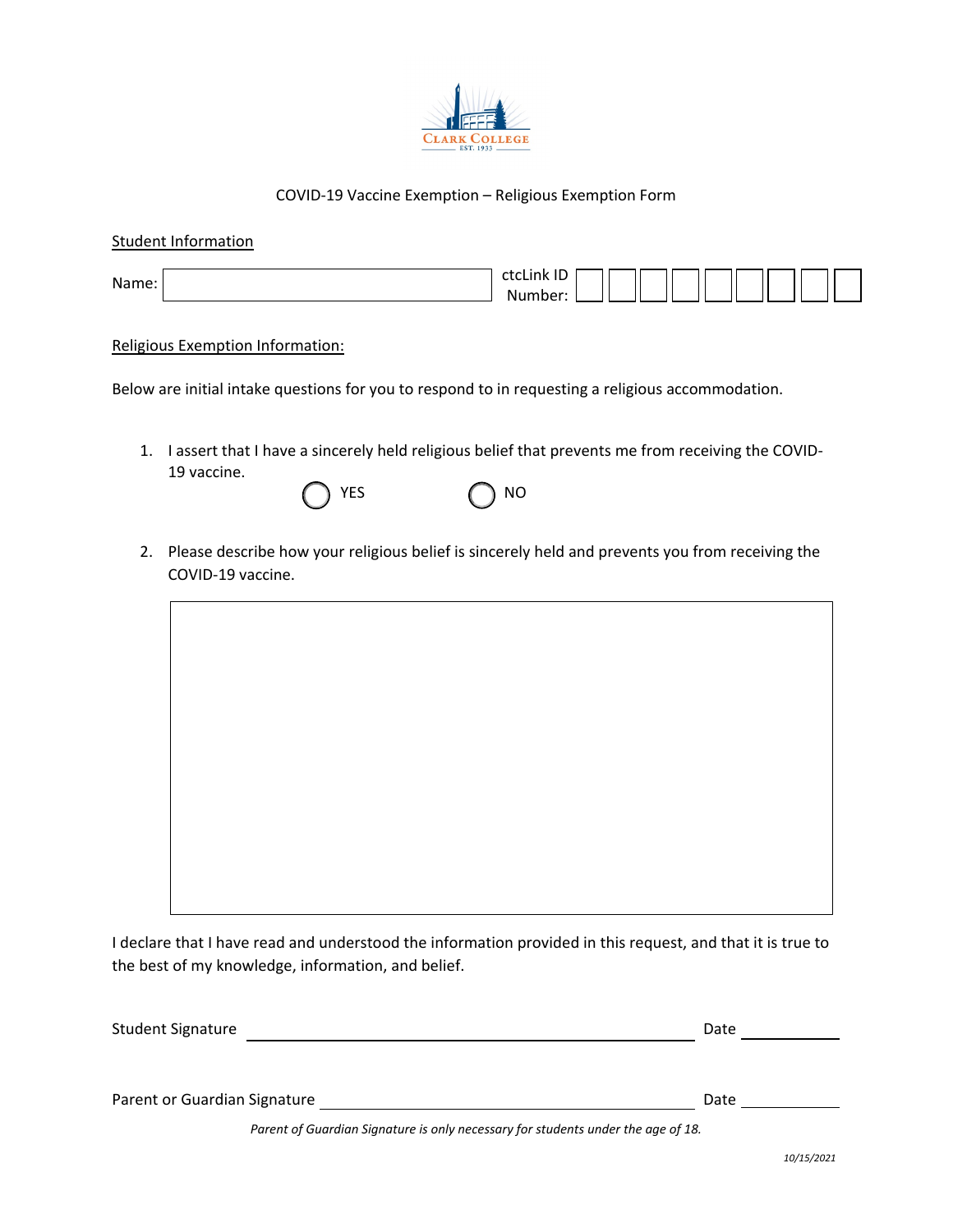CLARK COLLEGE
EST. 1933

COVID-19 Vaccine Exemption – Religious Exemption Form

Student Information

Name: ____________________ ctcLink ID Number: ☐☐☐☐☐☐☐☐☐

Religious Exemption Information:

Below are initial intake questions for you to respond to in requesting a religious accommodation.

1. I assert that I have a sincerely held religious belief that prevents me from receiving the COVID-19 vaccine.

   ◯ YES ◯ NO

2. Please describe how your religious belief is sincerely held and prevents you from receiving the COVID-19 vaccine.

I declare that I have read and understood the information provided in this request, and that it is true to the best of my knowledge, information, and belief.

Student Signature ______________________________ Date __________

Parent or Guardian Signature ______________________________ Date __________

*Parent of Guardian Signature is only necessary for students under the age of 18.*

*10/15/2021*